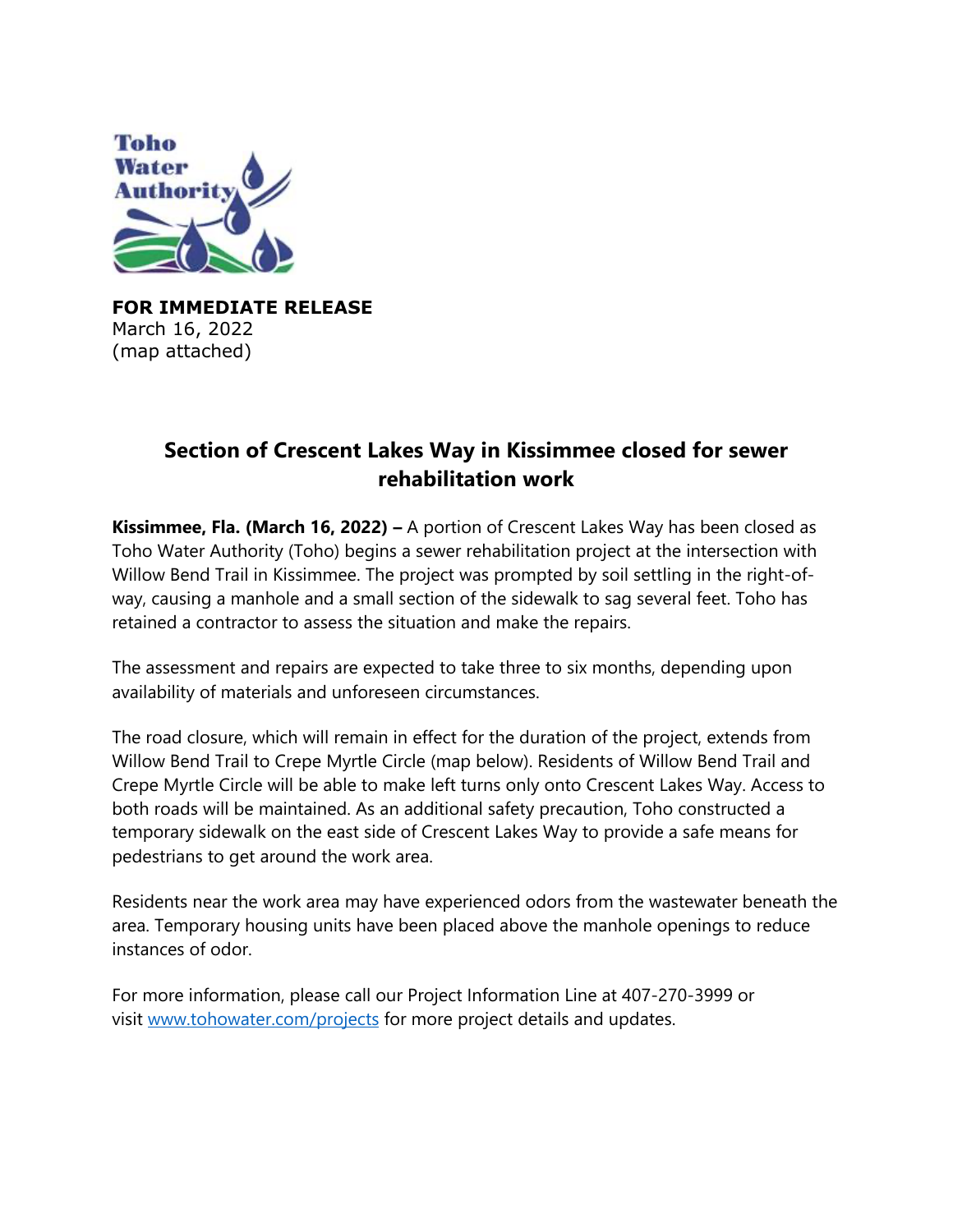Toho Water Authority

**FOR IMMEDIATE RELEASE**
March 16, 2022
(map attached)

## Section of Crescent Lakes Way in Kissimmee closed for sewer rehabilitation work

**Kissimmee, Fla. (March 16, 2022) –** A portion of Crescent Lakes Way has been closed as Toho Water Authority (Toho) begins a sewer rehabilitation project at the intersection with Willow Bend Trail in Kissimmee. The project was prompted by soil settling in the right-of-way, causing a manhole and a small section of the sidewalk to sag several feet. Toho has retained a contractor to assess the situation and make the repairs.

The assessment and repairs are expected to take three to six months, depending upon availability of materials and unforeseen circumstances.

The road closure, which will remain in effect for the duration of the project, extends from Willow Bend Trail to Crepe Myrtle Circle (map below). Residents of Willow Bend Trail and Crepe Myrtle Circle will be able to make left turns only onto Crescent Lakes Way. Access to both roads will be maintained. As an additional safety precaution, Toho constructed a temporary sidewalk on the east side of Crescent Lakes Way to provide a safe means for pedestrians to get around the work area.

Residents near the work area may have experienced odors from the wastewater beneath the area. Temporary housing units have been placed above the manhole openings to reduce instances of odor.

For more information, please call our Project Information Line at 407-270-3999 or visit [www.tohowater.com/projects](www.tohowater.com/projects) for more project details and updates.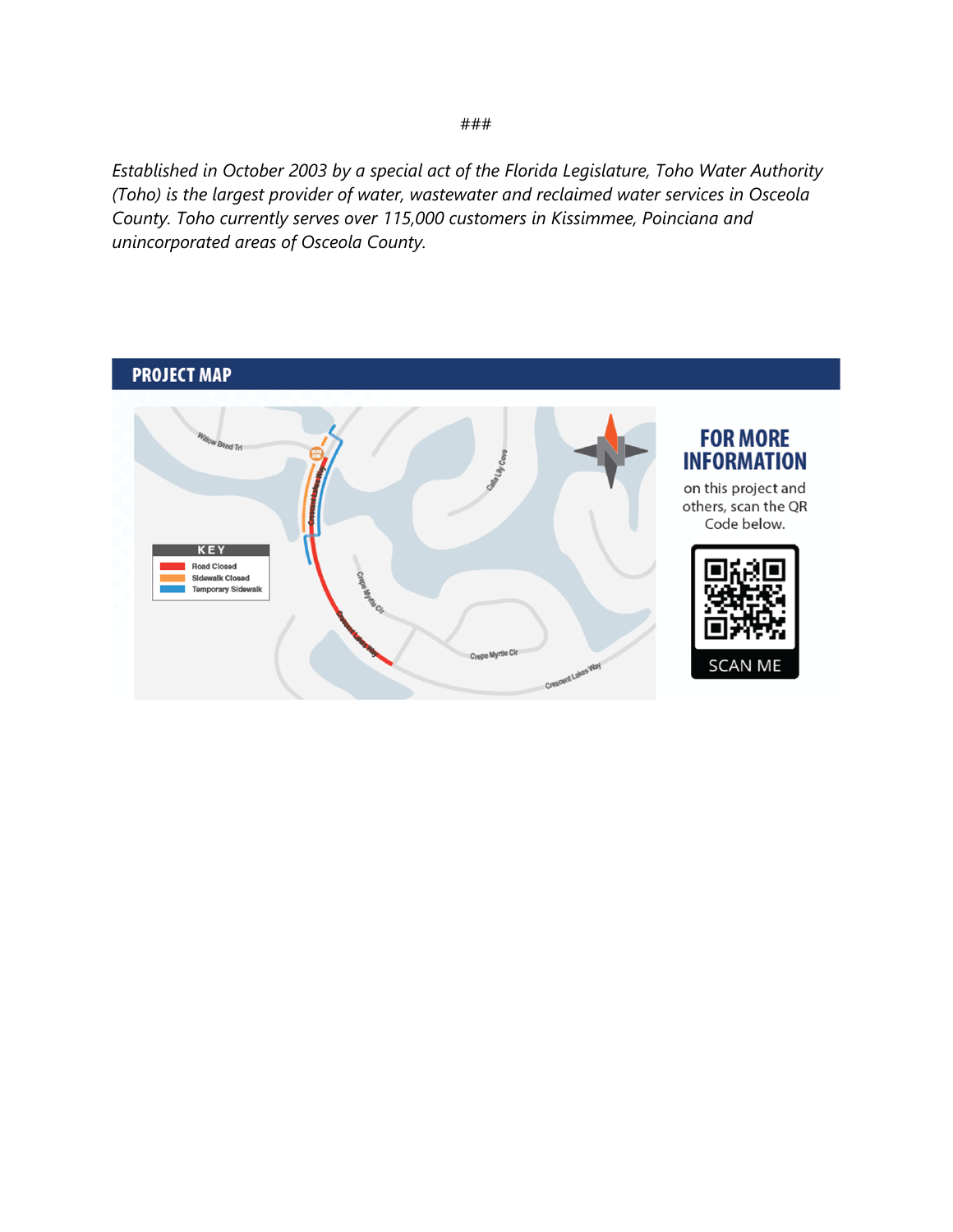###

*Established in October 2003 by a special act of the Florida Legislature, Toho Water Authority (Toho) is the largest provider of water, wastewater and reclaimed water services in Osceola County. Toho currently serves over 115,000 customers in Kissimmee, Poinciana and unincorporated areas of Osceola County.*

## PROJECT MAP

KEY

Road Closed

Sidewalk Closed

Temporary Sidewalk

Willow Bend Trl

Crescent Lakes Way

Calla Lily Cove

Crepe Myrtle Cir

Crescent Lakes Way

Crepe Myrtle Cir

Crescent Lakes Way

N

**FOR MORE INFORMATION**

on this project and others, scan the QR Code below.

SCAN ME